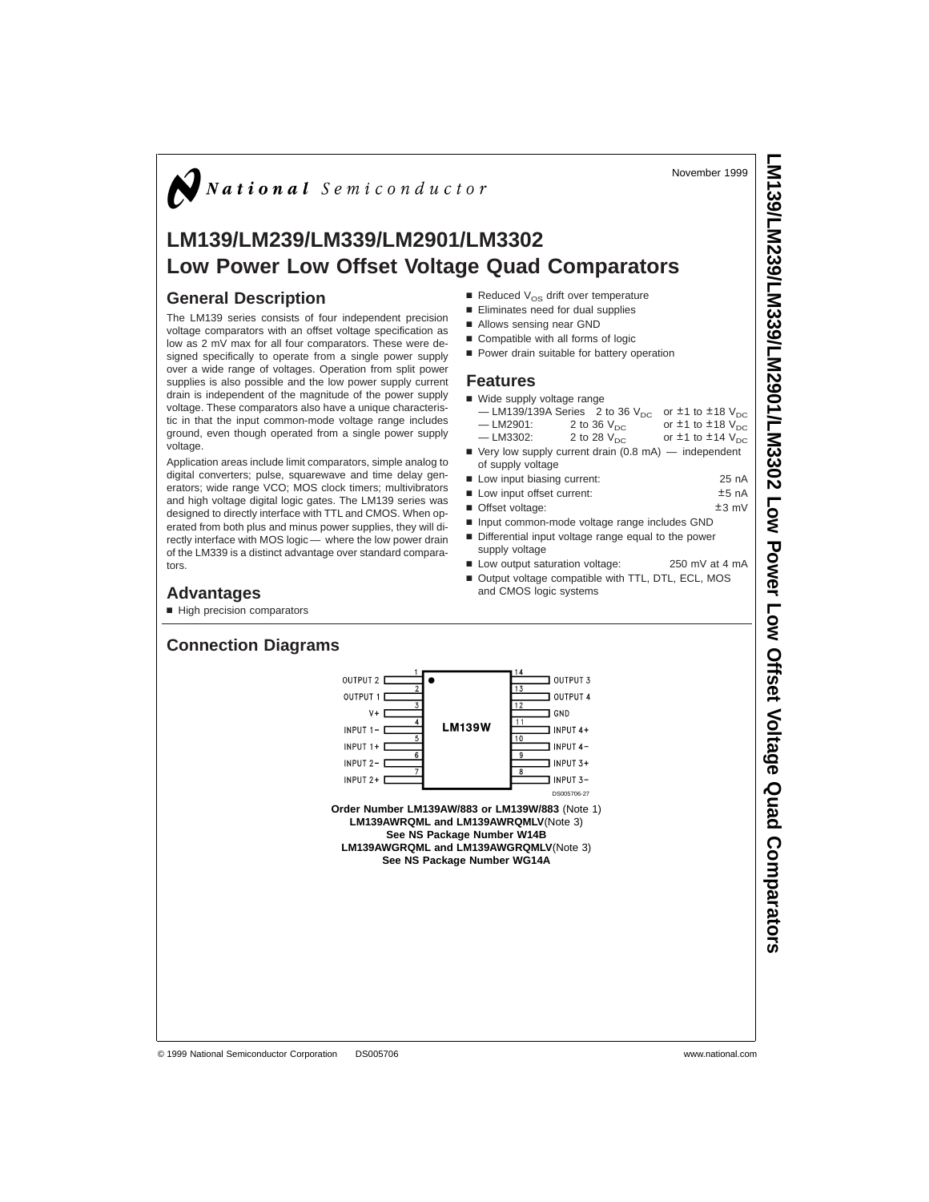National Semiconductor

November 1999

# LM139/LM239/LM339/LM2901/LM3302 Low Power Low Offset Voltage Quad Comparators

## General Description

The LM139 series consists of four independent precision voltage comparators with an offset voltage specification as low as 2 mV max for all four comparators. These were designed specifically to operate from a single power supply over a wide range of voltages. Operation from split power supplies is also possible and the low power supply current drain is independent of the magnitude of the power supply voltage. These comparators also have a unique characteristic in that the input common-mode voltage range includes ground, even though operated from a single power supply voltage.

Application areas include limit comparators, simple analog to digital converters; pulse, squarewave and time delay generators; wide range VCO; MOS clock timers; multivibrators and high voltage digital logic gates. The LM139 series was designed to directly interface with TTL and CMOS. When operated from both plus and minus power supplies, they will directly interface with MOS logic — where the low power drain of the LM339 is a distinct advantage over standard comparators.

## Advantages

- High precision comparators
- Reduced $V_{OS}$ drift over temperature
- Eliminates need for dual supplies
- Allows sensing near GND
- Compatible with all forms of logic
- Power drain suitable for battery operation

## Features

- Wide supply voltage range
  - — LM139/139A Series 2 to 36 $V_{DC}$ or ±1 to ±18 $V_{DC}$
  - — LM2901: 2 to 36 $V_{DC}$ or ±1 to ±18 $V_{DC}$
  - — LM3302: 2 to 28 $V_{DC}$ or ±1 to ±14 $V_{DC}$
- Very low supply current drain (0.8 mA) — independent of supply voltage
- Low input biasing current: 25 nA
- Low input offset current: ±5 nA
- Offset voltage: ±3 mV
- Input common-mode voltage range includes GND
- Differential input voltage range equal to the power supply voltage
- Low output saturation voltage: 250 mV at 4 mA
- Output voltage compatible with TTL, DTL, ECL, MOS and CMOS logic systems

## Connection Diagrams

LM139W

OUTPUT 2 1 | 14 OUTPUT 3
OUTPUT 1 2 | 13 OUTPUT 4
V+ 3 | 12 GND
INPUT 1− 4 | 11 INPUT 4+
INPUT 1+ 5 | 10 INPUT 4−
INPUT 2− 6 | 9 INPUT 3+
INPUT 2+ 7 | 8 INPUT 3−

DS005706-27

**Order Number LM139AW/883 or LM139W/883** (Note 1)
**LM139AWRQML and LM139AWRQMLV**(Note 3)
**See NS Package Number W14B**
**LM139AWGRQML and LM139AWGRQMLV**(Note 3)
**See NS Package Number WG14A**

© 1999 National Semiconductor Corporation DS005706 www.national.com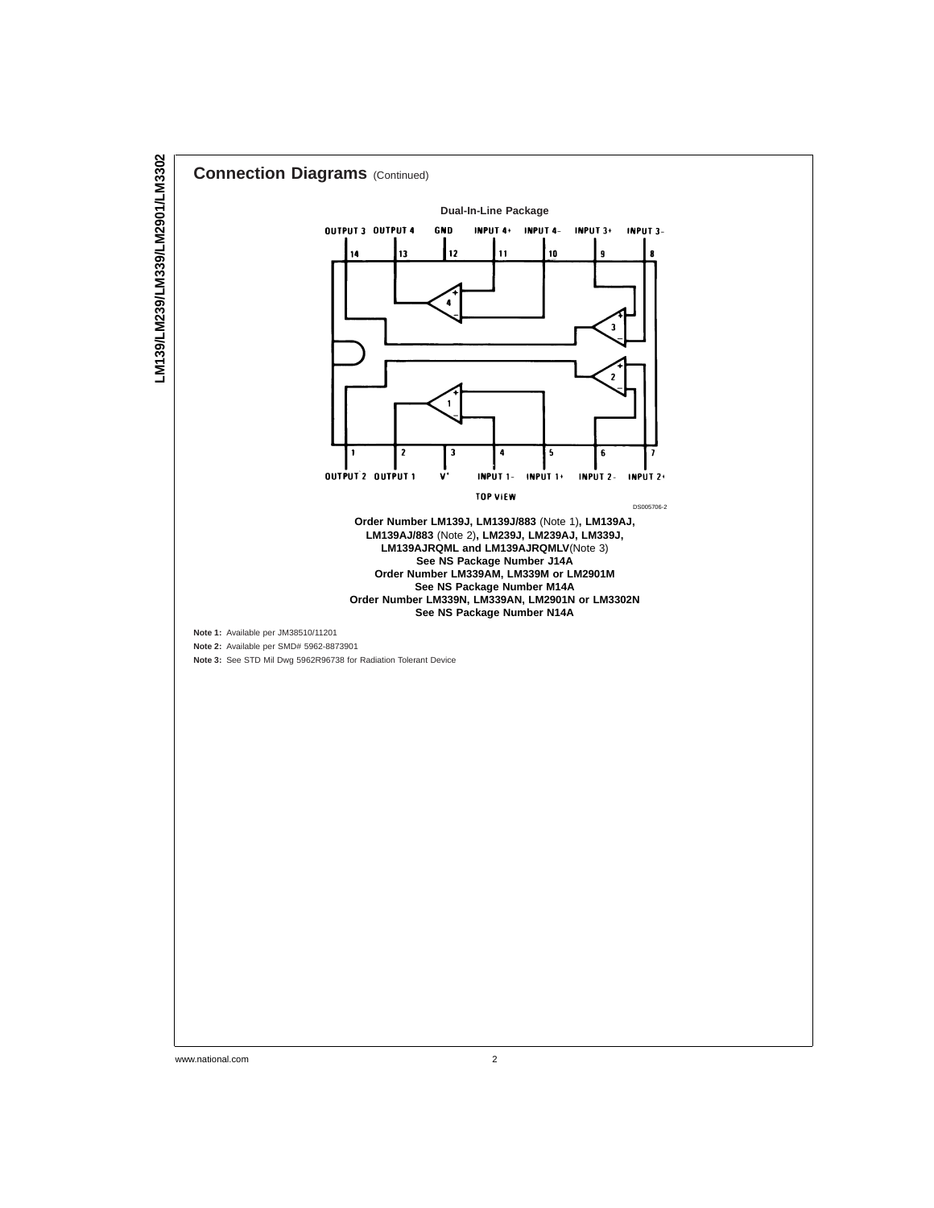## Connection Diagrams (Continued)

**Dual-In-Line Package**

OUTPUT 3 OUTPUT 4 GND INPUT 4+ INPUT 4− INPUT 3+ INPUT 3−

14 13 12 11 10 9 8

1 2 3 4 5 6 7

OUTPUT 2 OUTPUT 1 V+ INPUT 1− INPUT 1+ INPUT 2− INPUT 2+

TOP VIEW

DS005706-2

**Order Number LM139J, LM139J/883** (Note 1)**, LM139AJ, LM139AJ/883** (Note 2)**, LM239J, LM239AJ, LM339J, LM139AJRQML and LM139AJRQMLV**(Note 3)
**See NS Package Number J14A**
**Order Number LM339AM, LM339M or LM2901M**
**See NS Package Number M14A**
**Order Number LM339N, LM339AN, LM2901N or LM3302N**
**See NS Package Number N14A**

**Note 1:** Available per JM38510/11201

**Note 2:** Available per SMD# 5962-8873901

**Note 3:** See STD Mil Dwg 5962R96738 for Radiation Tolerant Device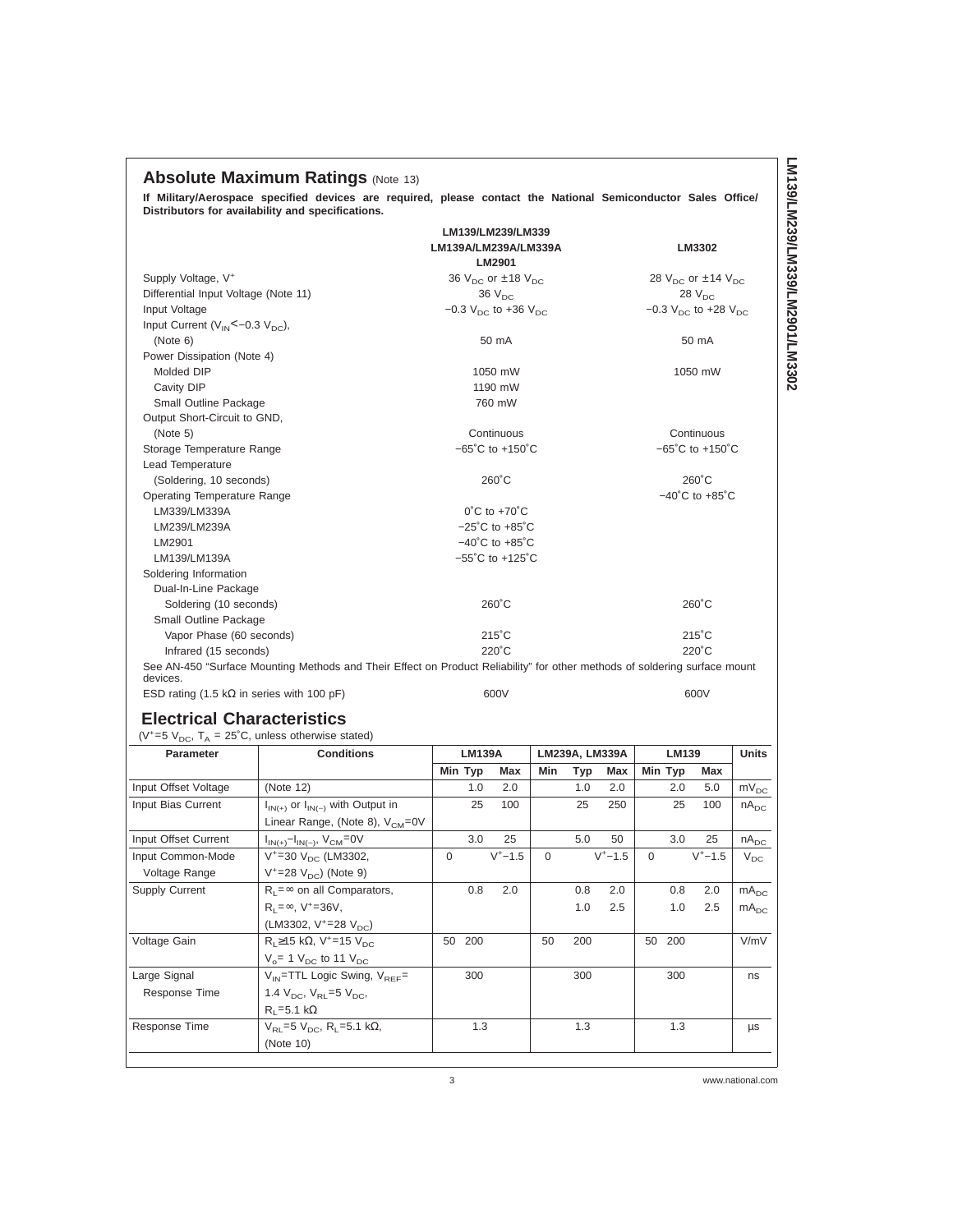## Absolute Maximum Ratings (Note 13)

**If Military/Aerospace specified devices are required, please contact the National Semiconductor Sales Office/ Distributors for availability and specifications.**

| | LM139/LM239/LM339 LM139A/LM239A/LM339A LM2901 | LM3302 |
|---|---|---|
| Supply Voltage, $V^+$ | 36 $V_{DC}$ or ±18 $V_{DC}$ | 28 $V_{DC}$ or ±14 $V_{DC}$ |
| Differential Input Voltage (Note 11) | 36 $V_{DC}$ | 28 $V_{DC}$ |
| Input Voltage | −0.3 $V_{DC}$ to +36 $V_{DC}$ | −0.3 $V_{DC}$ to +28 $V_{DC}$ |
| Input Current ($V_{IN}$<−0.3 $V_{DC}$), (Note 6) | 50 mA | 50 mA |
| Power Dissipation (Note 4) | | |
| Molded DIP | 1050 mW | 1050 mW |
| Cavity DIP | 1190 mW | |
| Small Outline Package | 760 mW | |
| Output Short-Circuit to GND, (Note 5) | Continuous | Continuous |
| Storage Temperature Range | −65˚C to +150˚C | −65˚C to +150˚C |
| Lead Temperature (Soldering, 10 seconds) | 260˚C | 260˚C |
| Operating Temperature Range | | −40˚C to +85˚C |
| LM339/LM339A | 0˚C to +70˚C | |
| LM239/LM239A | −25˚C to +85˚C | |
| LM2901 | −40˚C to +85˚C | |
| LM139/LM139A | −55˚C to +125˚C | |
| Soldering Information | | |
| Dual-In-Line Package | | |
| Soldering (10 seconds) | 260˚C | 260˚C |
| Small Outline Package | | |
| Vapor Phase (60 seconds) | 215˚C | 215˚C |
| Infrared (15 seconds) | 220˚C | 220˚C |

See AN-450 "Surface Mounting Methods and Their Effect on Product Reliability" for other methods of soldering surface mount devices.

| | | |
|---|---|---|
| ESD rating (1.5 kΩ in series with 100 pF) | 600V | 600V |

## Electrical Characteristics

($V^+$=5 $V_{DC}$, $T_A$ = 25˚C, unless otherwise stated)

| Parameter | Conditions | LM139A | | | LM239A, LM339A | | | LM139 | | | Units |
|---|---|---|---|---|---|---|---|---|---|---|---|
| | | Min | Typ | Max | Min | Typ | Max | Min | Typ | Max | |
| Input Offset Voltage | (Note 12) | | 1.0 | 2.0 | | 1.0 | 2.0 | | 2.0 | 5.0 | $mV_{DC}$ |
| Input Bias Current | $I_{IN(+)}$ or $I_{IN(−)}$ with Output in Linear Range, (Note 8), $V_{CM}$=0V | | 25 | 100 | | 25 | 250 | | 25 | 100 | $nA_{DC}$ |
| Input Offset Current | $I_{IN(+)}−I_{IN(−)}$, $V_{CM}$=0V | | 3.0 | 25 | | 5.0 | 50 | | 3.0 | 25 | $nA_{DC}$ |
| Input Common-Mode Voltage Range | $V^+$=30 $V_{DC}$ (LM3302, $V^+$=28 $V_{DC}$) (Note 9) | 0 | | $V^+$−1.5 | 0 | | $V^+$−1.5 | 0 | | $V^+$−1.5 | $V_{DC}$ |
| Supply Current | $R_L$=∞ on all Comparators, | | 0.8 | 2.0 | | 0.8 | 2.0 | | 0.8 | 2.0 | $mA_{DC}$ |
| | $R_L$=∞, $V^+$=36V, (LM3302, $V^+$=28 $V_{DC}$) | | | | | 1.0 | 2.5 | | 1.0 | 2.5 | $mA_{DC}$ |
| Voltage Gain | $R_L$≥15 kΩ, $V^+$=15 $V_{DC}$ $V_o$= 1 $V_{DC}$ to 11 $V_{DC}$ | 50 | 200 | | 50 | 200 | | 50 | 200 | | V/mV |
| Large Signal Response Time | $V_{IN}$=TTL Logic Swing, $V_{REF}$= 1.4 $V_{DC}$, $V_{RL}$=5 $V_{DC}$, $R_L$=5.1 kΩ | | 300 | | | 300 | | | 300 | | ns |
| Response Time | $V_{RL}$=5 $V_{DC}$, $R_L$=5.1 kΩ, (Note 10) | | 1.3 | | | 1.3 | | | 1.3 | | µs |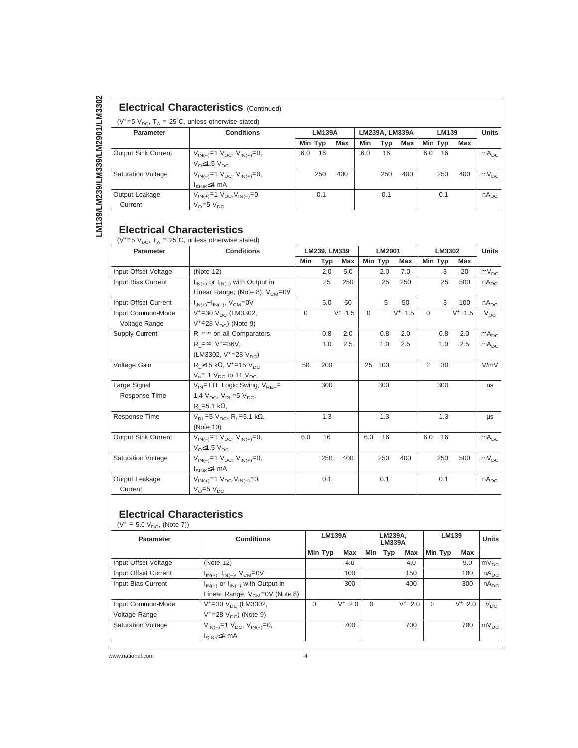## Electrical Characteristics (Continued)

($V^+$=5 $V_{DC}$, $T_A$ = 25˚C, unless otherwise stated)

| Parameter | Conditions | LM139A | | | LM239A, LM339A | | | LM139 | | | Units |
|---|---|---|---|---|---|---|---|---|---|---|---|
| | | Min | Typ | Max | Min | Typ | Max | Min | Typ | Max | |
| Output Sink Current | $V_{IN(-)}$=1 $V_{DC}$, $V_{IN(+)}$=0, $V_O$≤1.5 $V_{DC}$ | 6.0 | 16 | | 6.0 | 16 | | 6.0 | 16 | | $mA_{DC}$ |
| Saturation Voltage | $V_{IN(-)}$=1 $V_{DC}$, $V_{IN(+)}$=0, $I_{SINK}$≤4 mA | | 250 | 400 | | 250 | 400 | | 250 | 400 | $mV_{DC}$ |
| Output Leakage Current | $V_{IN(+)}$=1 $V_{DC}$, $V_{IN(-)}$=0, $V_O$=5 $V_{DC}$ | | 0.1 | | | 0.1 | | | 0.1 | | $nA_{DC}$ |

## Electrical Characteristics

($V^+$=5 $V_{DC}$, $T_A$ = 25˚C, unless otherwise stated)

| Parameter | Conditions | LM239, LM339 | | | LM2901 | | | LM3302 | | | Units |
|---|---|---|---|---|---|---|---|---|---|---|---|
| | | Min | Typ | Max | Min | Typ | Max | Min | Typ | Max | |
| Input Offset Voltage | (Note 12) | | 2.0 | 5.0 | | 2.0 | 7.0 | | 3 | 20 | $mV_{DC}$ |
| Input Bias Current | $I_{IN(+)}$ or $I_{IN(-)}$ with Output in Linear Range, (Note 8), $V_{CM}$=0V | | 25 | 250 | | 25 | 250 | | 25 | 500 | $nA_{DC}$ |
| Input Offset Current | $I_{IN(+)}-I_{IN(-)}$, $V_{CM}$=0V | | 5.0 | 50 | | 5 | 50 | | 3 | 100 | $nA_{DC}$ |
| Input Common-Mode Voltage Range | $V^+$=30 $V_{DC}$ (LM3302, $V^+$=28 $V_{DC}$) (Note 9) | 0 | | $V^+$−1.5 | 0 | | $V^+$−1.5 | 0 | | $V^+$−1.5 | $V_{DC}$ |
| Supply Current | $R_L$=∞ on all Comparators, | | 0.8 | 2.0 | | 0.8 | 2.0 | | 0.8 | 2.0 | $mA_{DC}$ |
| | $R_L$=∞, $V^+$=36V, (LM3302, $V^+$=28 $V_{DC}$) | | 1.0 | 2.5 | | 1.0 | 2.5 | | 1.0 | 2.5 | $mA_{DC}$ |
| Voltage Gain | $R_L$≥15 kΩ, $V^+$=15 $V_{DC}$, $V_o$= 1 $V_{DC}$ to 11 $V_{DC}$ | 50 | 200 | | 25 | 100 | | 2 | 30 | | V/mV |
| Large Signal Response Time | $V_{IN}$=TTL Logic Swing, $V_{REF}$= 1.4 $V_{DC}$, $V_{RL}$=5 $V_{DC}$, $R_L$=5.1 kΩ, | | 300 | | | 300 | | | 300 | | ns |
| Response Time | $V_{RL}$=5 $V_{DC}$, $R_L$=5.1 kΩ, (Note 10) | | 1.3 | | | 1.3 | | | 1.3 | | µs |
| Output Sink Current | $V_{IN(-)}$=1 $V_{DC}$, $V_{IN(+)}$=0, $V_O$≤1.5 $V_{DC}$ | 6.0 | 16 | | 6.0 | 16 | | 6.0 | 16 | | $mA_{DC}$ |
| Saturation Voltage | $V_{IN(-)}$=1 $V_{DC}$, $V_{IN(+)}$=0, $I_{SINK}$≤4 mA | | 250 | 400 | | 250 | 400 | | 250 | 500 | $mV_{DC}$ |
| Output Leakage Current | $V_{IN(+)}$=1 $V_{DC}$, $V_{IN(-)}$=0, $V_O$=5 $V_{DC}$ | | 0.1 | | | 0.1 | | | 0.1 | | $nA_{DC}$ |

## Electrical Characteristics

($V^+$ = 5.0 $V_{DC}$, (Note 7))

| Parameter | Conditions | LM139A | | | LM239A, LM339A | | | LM139 | | | Units |
|---|---|---|---|---|---|---|---|---|---|---|---|
| | | Min | Typ | Max | Min | Typ | Max | Min | Typ | Max | |
| Input Offset Voltage | (Note 12) | | | 4.0 | | | 4.0 | | | 9.0 | $mV_{DC}$ |
| Input Offset Current | $I_{IN(+)}-I_{IN(-)}$, $V_{CM}$=0V | | | 100 | | | 150 | | | 100 | $nA_{DC}$ |
| Input Bias Current | $I_{IN(+)}$ or $I_{IN(-)}$ with Output in Linear Range, $V_{CM}$=0V (Note 8) | | | 300 | | | 400 | | | 300 | $nA_{DC}$ |
| Input Common-Mode Voltage Range | $V^+$=30 $V_{DC}$ (LM3302, $V^+$=28 $V_{DC}$) (Note 9) | 0 | | $V^+$−2.0 | 0 | | $V^+$−2.0 | 0 | | $V^+$−2.0 | $V_{DC}$ |
| Saturation Voltage | $V_{IN(-)}$=1 $V_{DC}$, $V_{IN(+)}$=0, $I_{SINK}$≤4 mA | | | 700 | | | 700 | | | 700 | $mV_{DC}$ |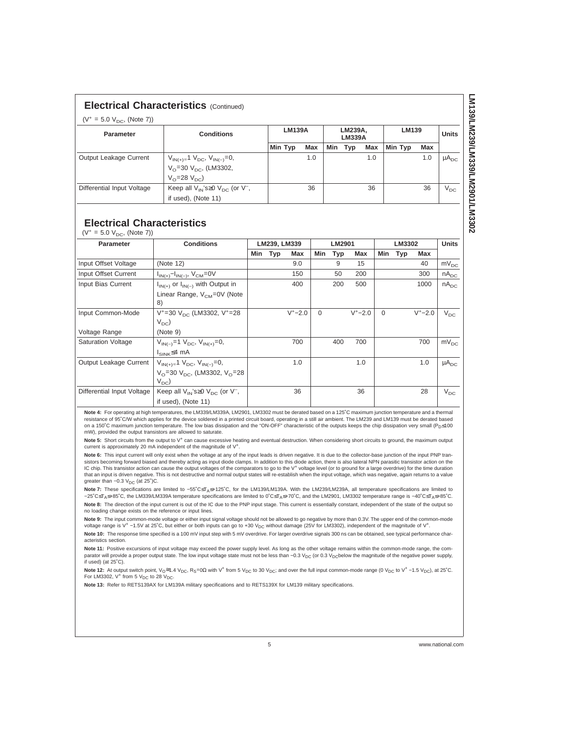## Electrical Characteristics (Continued)

($V^+$ = 5.0 $V_{DC}$, (Note 7))

| Parameter | Conditions | LM139A | | | LM239A, LM339A | | | LM139 | | | Units |
|---|---|---|---|---|---|---|---|---|---|---|---|
| | | Min | Typ | Max | Min | Typ | Max | Min | Typ | Max | |
| Output Leakage Current | $V_{IN(+)}$=1 $V_{DC}$, $V_{IN(-)}$=0, $V_O$=30 $V_{DC}$, (LM3302, $V_O$=28 $V_{DC}$) | | | 1.0 | | | 1.0 | | | 1.0 | $\mu A_{DC}$ |
| Differential Input Voltage | Keep all $V_{IN}$'s≥0 $V_{DC}$ (or $V^-$, if used), (Note 11) | | | 36 | | | 36 | | | 36 | $V_{DC}$ |

## Electrical Characteristics

($V^+$ = 5.0 $V_{DC}$, (Note 7))

| Parameter | Conditions | LM239, LM339 | | | LM2901 | | | LM3302 | | | Units |
|---|---|---|---|---|---|---|---|---|---|---|---|
| | | Min | Typ | Max | Min | Typ | Max | Min | Typ | Max | |
| Input Offset Voltage | (Note 12) | | | 9.0 | | 9 | 15 | | | 40 | $mV_{DC}$ |
| Input Offset Current | $I_{IN(+)}$−$I_{IN(-)}$, $V_{CM}$=0V | | | 150 | | 50 | 200 | | | 300 | $nA_{DC}$ |
| Input Bias Current | $I_{IN(+)}$ or $I_{IN(-)}$ with Output in Linear Range, $V_{CM}$=0V (Note 8) | | | 400 | | 200 | 500 | | | 1000 | $nA_{DC}$ |
| Input Common-Mode Voltage Range | $V^+$=30 $V_{DC}$ (LM3302, $V^+$=28 $V_{DC}$) (Note 9) | | | $V^+$−2.0 | 0 | | $V^+$−2.0 | 0 | | $V^+$−2.0 | $V_{DC}$ |
| Saturation Voltage | $V_{IN(-)}$=1 $V_{DC}$, $V_{IN(+)}$=0, $I_{SINK}$≤4 mA | | | 700 | | 400 | 700 | | | 700 | $mV_{DC}$ |
| Output Leakage Current | $V_{IN(+)}$=1 $V_{DC}$, $V_{IN(-)}$=0, $V_O$=30 $V_{DC}$, (LM3302, $V_O$=28 $V_{DC}$) | | | 1.0 | | | 1.0 | | | 1.0 | $\mu A_{DC}$ |
| Differential Input Voltage | Keep all $V_{IN}$'s≥0 $V_{DC}$ (or $V^-$, if used), (Note 11) | | | 36 | | | 36 | | | 28 | $V_{DC}$ |

**Note 4:** For operating at high temperatures, the LM339/LM339A, LM2901, LM3302 must be derated based on a 125˚C maximum junction temperature and a thermal resistance of 95˚C/W which applies for the device soldered in a printed circuit board, operating in a still air ambient. The LM239 and LM139 must be derated based on a 150˚C maximum junction temperature. The low bias dissipation and the "ON-OFF" characteristic of the outputs keeps the chip dissipation very small ($P_D$≤100 mW), provided the output transistors are allowed to saturate.

**Note 5:** Short circuits from the output to $V^+$ can cause excessive heating and eventual destruction. When considering short circuits to ground, the maximum output current is approximately 20 mA independent of the magnitude of $V^+$.

**Note 6:** This input current will only exist when the voltage at any of the input leads is driven negative. It is due to the collector-base junction of the input PNP transistors becoming forward biased and thereby acting as input diode clamps. In addition to this diode action, there is also lateral NPN parasitic transistor action on the IC chip. This transistor action can cause the output voltages of the comparators to go to the $V^+$ voltage level (or to ground for a large overdrive) for the time duration that an input is driven negative. This is not destructive and normal output states will re-establish when the input voltage, which was negative, again returns to a value greater than −0.3 $V_{DC}$ (at 25˚)C.

**Note 7:** These specifications are limited to −55˚C≤$T_A$≤+125˚C, for the LM139/LM139A. With the LM239/LM239A, all temperature specifications are limited to −25˚C≤$T_A$≤+85˚C, the LM339/LM339A temperature specifications are limited to 0˚C≤$T_A$≤+70˚C, and the LM2901, LM3302 temperature range is −40˚C≤$T_A$≤+85˚C.

**Note 8:** The direction of the input current is out of the IC due to the PNP input stage. This current is essentially constant, independent of the state of the output so no loading change exists on the reference or input lines.

**Note 9:** The input common-mode voltage or either input signal voltage should not be allowed to go negative by more than 0.3V. The upper end of the common-mode voltage range is $V^+$ −1.5V at 25˚C, but either or both inputs can go to +30 $V_{DC}$ without damage (25V for LM3302), independent of the magnitude of $V^+$.

**Note 10:** The response time specified is a 100 mV input step with 5 mV overdrive. For larger overdrive signals 300 ns can be obtained, see typical performance characteristics section.

**Note 11:** Positive excursions of input voltage may exceed the power supply level. As long as the other voltage remains within the common-mode range, the comparator will provide a proper output state. The low input voltage state must not be less than −0.3 $V_{DC}$ (or 0.3 $V_{DC}$ below the magnitude of the negative power supply, if used) (at 25˚C).

**Note 12:** At output switch point, $V_O$≅1.4 $V_{DC}$, $R_S$=0Ω with $V^+$ from 5 $V_{DC}$ to 30 $V_{DC}$; and over the full input common-mode range (0 $V_{DC}$ to $V^+$ −1.5 $V_{DC}$), at 25˚C. For LM3302, $V^+$ from 5 $V_{DC}$ to 28 $V_{DC}$.

**Note 13:** Refer to RETS139AX for LM139A military specifications and to RETS139X for LM139 military specifications.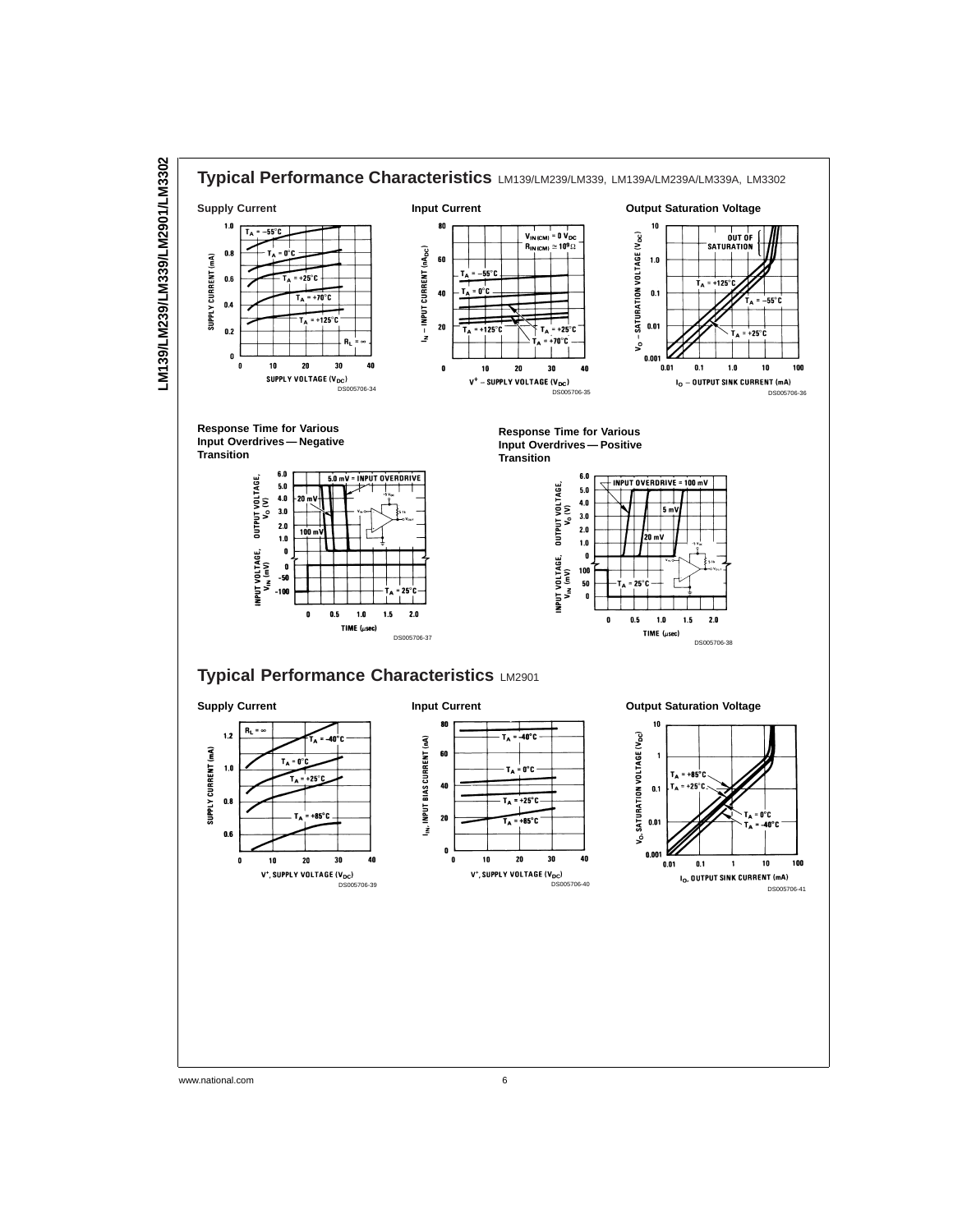## Typical Performance Characteristics LM139/LM239/LM339, LM139A/LM239A/LM339A, LM3302

**Supply Current**

$T_A = -55°C$
$T_A = 0°C$
$T_A = +25°C$
$T_A = +70°C$
$T_A = +125°C$
$R_L = \infty$
SUPPLY CURRENT (mA)
SUPPLY VOLTAGE ($V_{DC}$)
DS005706-34

**Input Current**

$V_{IN(CM)} = 0\ V_{DC}$
$R_{IN(CM)} \simeq 10^9\ \Omega$
$T_A = -55°C$
$T_A = 0°C$
$T_A = +125°C$
$T_A = +25°C$
$T_A = +70°C$
$I_N$ – INPUT CURRENT ($nA_{DC}$)
$V^+$ – SUPPLY VOLTAGE ($V_{DC}$)
DS005706-35

**Output Saturation Voltage**

OUT OF SATURATION
$T_A = +125°C$
$T_A = -55°C$
$T_A = +25°C$
$V_O$ – SATURATION VOLTAGE ($V_{DC}$)
$I_O$ – OUTPUT SINK CURRENT (mA)
DS005706-36

**Response Time for Various Input Overdrives — Negative Transition**

5.0 mV = INPUT OVERDRIVE
20 mV
100 mV
$T_A = 25°C$
OUTPUT VOLTAGE, $V_O$ (V)
INPUT VOLTAGE, $V_{IN}$ (mV)
TIME (μsec)
DS005706-37

**Response Time for Various Input Overdrives — Positive Transition**

INPUT OVERDRIVE = 100 mV
5 mV
20 mV
$T_A = 25°C$
OUTPUT VOLTAGE, $V_O$ (V)
INPUT VOLTAGE, $V_{IN}$ (mV)
TIME (μsec)
DS005706-38

## Typical Performance Characteristics LM2901

**Supply Current**

$R_L = \infty$
$T_A = -40°C$
$T_A = 0°C$
$T_A = +25°C$
$T_A = +85°C$
SUPPLY CURRENT (mA)
$V^+$, SUPPLY VOLTAGE ($V_{DC}$)
DS005706-39

**Input Current**

$T_A = -40°C$
$T_A = 0°C$
$T_A = +25°C$
$T_A = +85°C$
$I_{IN}$, INPUT BIAS CURRENT (nA)
$V^+$, SUPPLY VOLTAGE ($V_{DC}$)
DS005706-40

**Output Saturation Voltage**

$T_A = +85°C$
$T_A = +25°C$
$T_A = 0°C$
$T_A = -40°C$
$V_O$, SATURATION VOLTAGE ($V_{DC}$)
$I_O$, OUTPUT SINK CURRENT (mA)
DS005706-41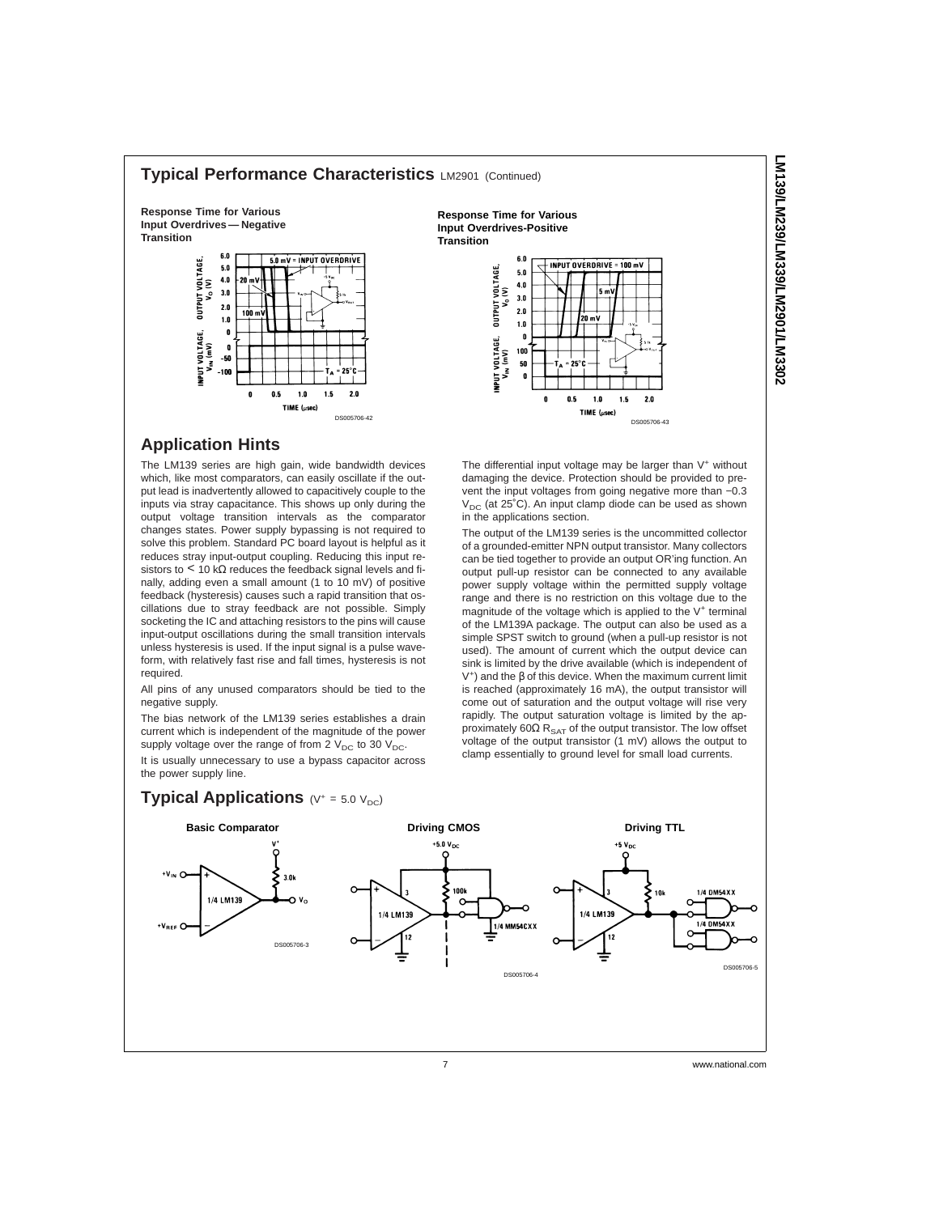## Typical Performance Characteristics LM2901 (Continued)

**Response Time for Various Input Overdrives — Negative Transition**

6.0
5.0
4.0
3.0
2.0
1.0
0
0
-50
-100
OUTPUT VOLTAGE, $V_O$ (V)
INPUT VOLTAGE, $V_{IN}$ (mV)
5.0 mV = INPUT OVERDRIVE
20 mV
100 mV
$T_A$ = 25°C
0 0.5 1.0 1.5 2.0
TIME (µsec)

DS005706-42

**Response Time for Various Input Overdrives-Positive Transition**

6.0
5.0
4.0
3.0
2.0
1.0
0
100
50
0
OUTPUT VOLTAGE, $V_O$ (V)
INPUT VOLTAGE, $V_{IN}$ (mV)
INPUT OVERDRIVE = 100 mV
5 mV
20 mV
$T_A$ = 25°C
0 0.5 1.0 1.5 2.0
TIME (µsec)

DS005706-43

## Application Hints

The LM139 series are high gain, wide bandwidth devices which, like most comparators, can easily oscillate if the output lead is inadvertently allowed to capacitively couple to the inputs via stray capacitance. This shows up only during the output voltage transition intervals as the comparator changes states. Power supply bypassing is not required to solve this problem. Standard PC board layout is helpful as it reduces stray input-output coupling. Reducing this input resistors to < 10 kΩ reduces the feedback signal levels and finally, adding even a small amount (1 to 10 mV) of positive feedback (hysteresis) causes such a rapid transition that oscillations due to stray feedback are not possible. Simply socketing the IC and attaching resistors to the pins will cause input-output oscillations during the small transition intervals unless hysteresis is used. If the input signal is a pulse waveform, with relatively fast rise and fall times, hysteresis is not required.

All pins of any unused comparators should be tied to the negative supply.

The bias network of the LM139 series establishes a drain current which is independent of the magnitude of the power supply voltage over the range of from 2 $V_{DC}$ to 30 $V_{DC}$.

It is usually unnecessary to use a bypass capacitor across the power supply line.

The differential input voltage may be larger than $V^+$ without damaging the device. Protection should be provided to prevent the input voltages from going negative more than −0.3 $V_{DC}$ (at 25˚C). An input clamp diode can be used as shown in the applications section.

The output of the LM139 series is the uncommitted collector of a grounded-emitter NPN output transistor. Many collectors can be tied together to provide an output OR'ing function. An output pull-up resistor can be connected to any available power supply voltage within the permitted supply voltage range and there is no restriction on this voltage due to the magnitude of the voltage which is applied to the $V^+$ terminal of the LM139A package. The output can also be used as a simple SPST switch to ground (when a pull-up resistor is not used). The amount of current which the output device can sink is limited by the drive available (which is independent of $V^+$) and the β of this device. When the maximum current limit is reached (approximately 16 mA), the output transistor will come out of saturation and the output voltage will rise very rapidly. The output saturation voltage is limited by the approximately 60Ω $R_{SAT}$ of the output transistor. The low offset voltage of the output transistor (1 mV) allows the output to clamp essentially to ground level for small load currents.

## Typical Applications ($V^+$ = 5.0 $V_{DC}$)

**Basic Comparator**

$V^+$
3.0k
$+V_{IN}$
1/4 LM139
$V_O$
$+V_{REF}$

DS005706-3

**Driving CMOS**

+5.0 $V_{DC}$
3
100k
1/4 LM139
12
1/4 MM54CXX

DS005706-4

**Driving TTL**

+5 $V_{DC}$
3
10k
1/4 LM139
12
1/4 DM54XX
1/4 DM54XX

DS005706-5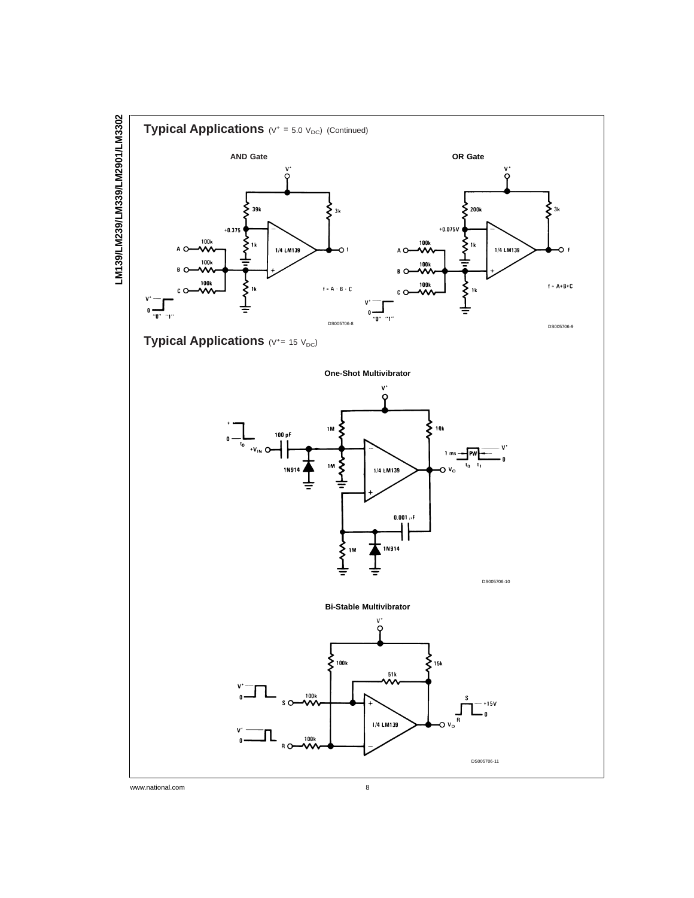## Typical Applications ($V^+ = 5.0\ V_{DC}$) (Continued)

**AND Gate**

V+

39k

3k

+0.375

1k

100k

A

B

100k

100k

C

1k

1/4 LM139

f

f = A · B · C

V+

0

"0" "1"

DS005706-8

**OR Gate**

V+

200k

3k

+0.075V

1k

100k

A

B

100k

100k

C

1k

1/4 LM139

f

f = A+B+C

V+

0

"0" "1"

DS005706-9

## Typical Applications ($V^+ = 15\ V_{DC}$)

**One-Shot Multivibrator**

V+

+

0

$t_0$

$+V_{IN}$

100 pF

1N914

1M

1M

10k

1/4 LM139

$V_O$

1 ms

PW

V+

0

$t_0$ $t_1$

0.001 μF

1M

1N914

DS005706-10

**Bi-Stable Multivibrator**

V+

100k

15k

51k

V+

0

S

100k

V+

0

R

100k

1/4 LM139

$V_O$

S

+15V

0

R

DS005706-11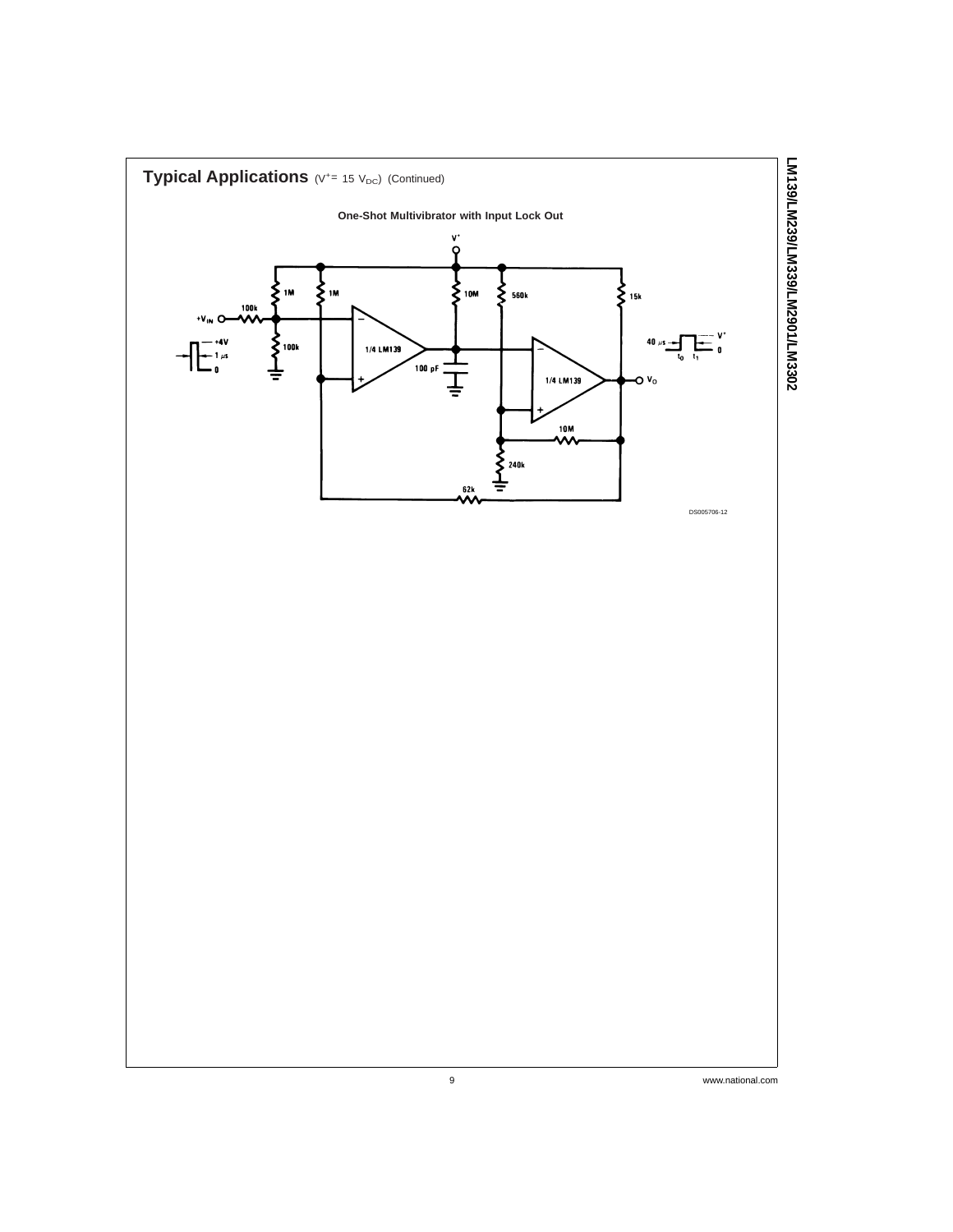## Typical Applications ($V^+ = 15\ V_{DC}$) (Continued)

**One-Shot Multivibrator with Input Lock Out**

V+

1M

1M

10M

560k

15k

+V_IN

100k

100k

1/4 LM139

100 pF

1/4 LM139

$V_O$

+4V

1 μs

0

40 μs

V+

0

$t_0$ $t_1$

10M

240k

62k

DS005706-12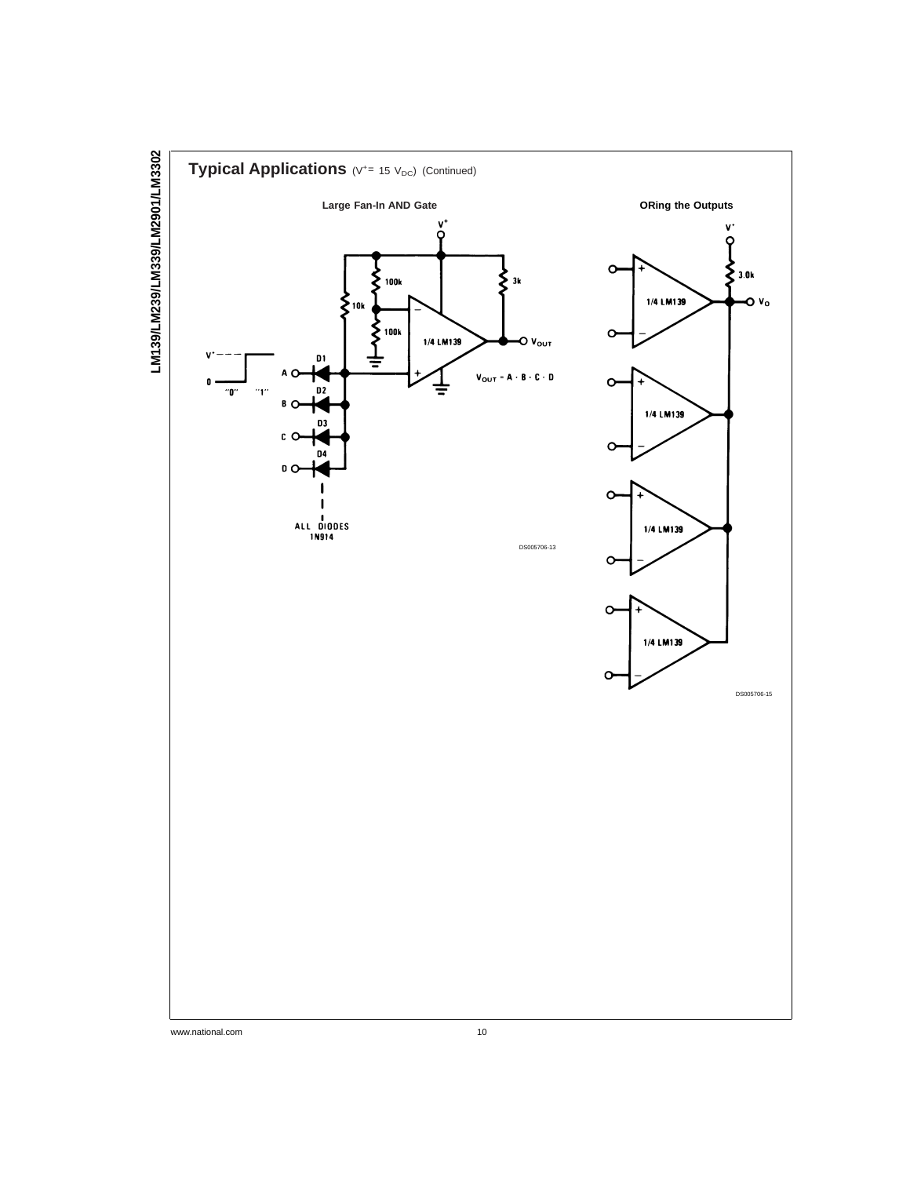## Typical Applications ($V^+$= 15 $V_{DC}$) (Continued)

**Large Fan-In AND Gate**

$V^+$

100k

3k

10k

100k

1/4 LM139

$V_{OUT}$

$V^+$

0

"0" "1"

D1

A

D2

B

D3

C

D4

D

$V_{OUT} = A \cdot B \cdot C \cdot D$

ALL DIODES 1N914

DS005706-13

**ORing the Outputs**

$V^+$

3.0k

$V_O$

1/4 LM139

1/4 LM139

1/4 LM139

1/4 LM139

DS005706-15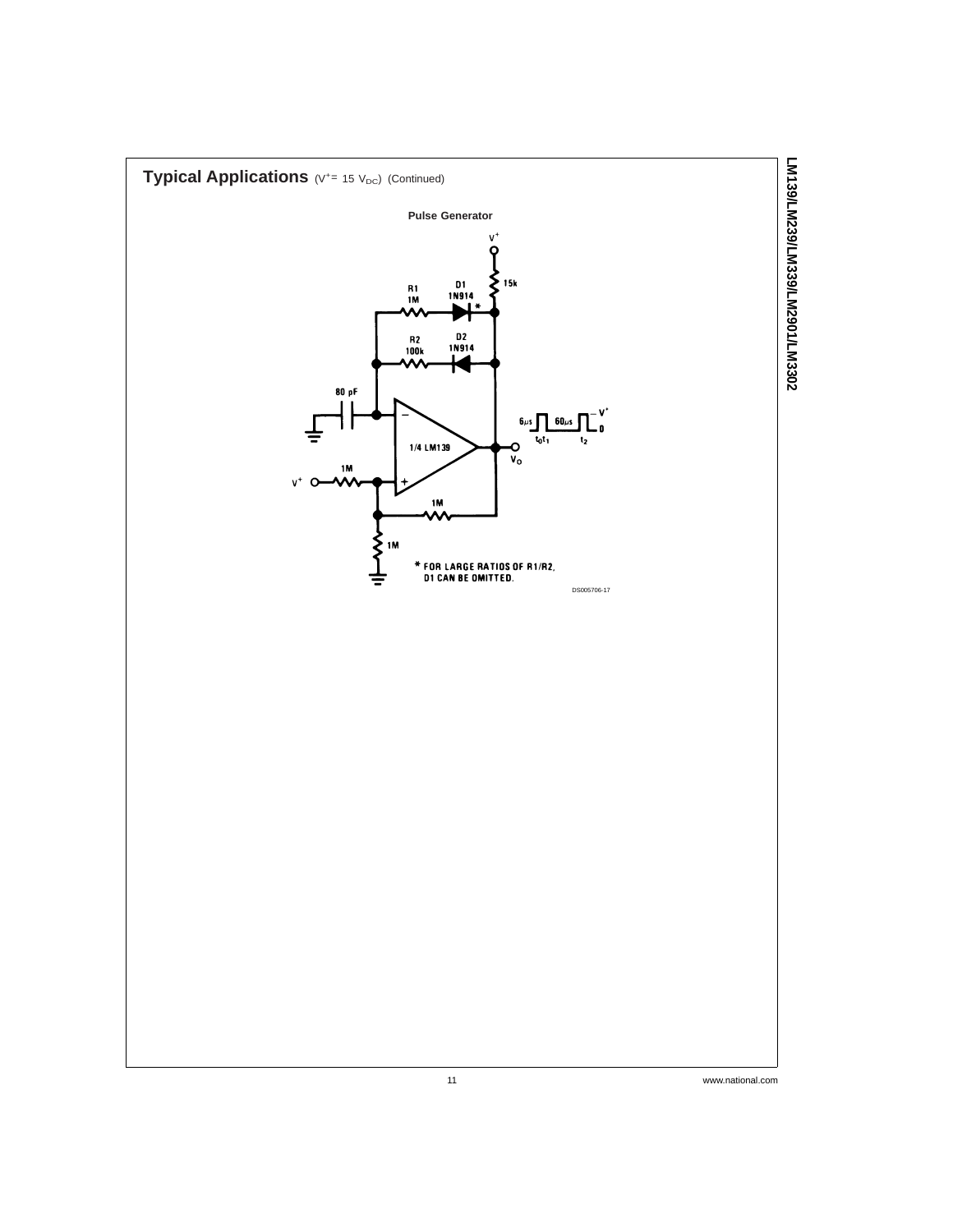## Typical Applications ($V^+ = 15\ V_{DC}$) (Continued)

**Pulse Generator**

V+

15k

R1
1M

D1
1N914

*

R2
100k

D2
1N914

80 pF

1/4 LM139

$6\mu s$ $60\mu s$ — V+ 0

$t_0 t_1$ $t_2$

$V_O$

V+

1M

1M

1M

* FOR LARGE RATIOS OF R1/R2, D1 CAN BE OMITTED.

DS005706-17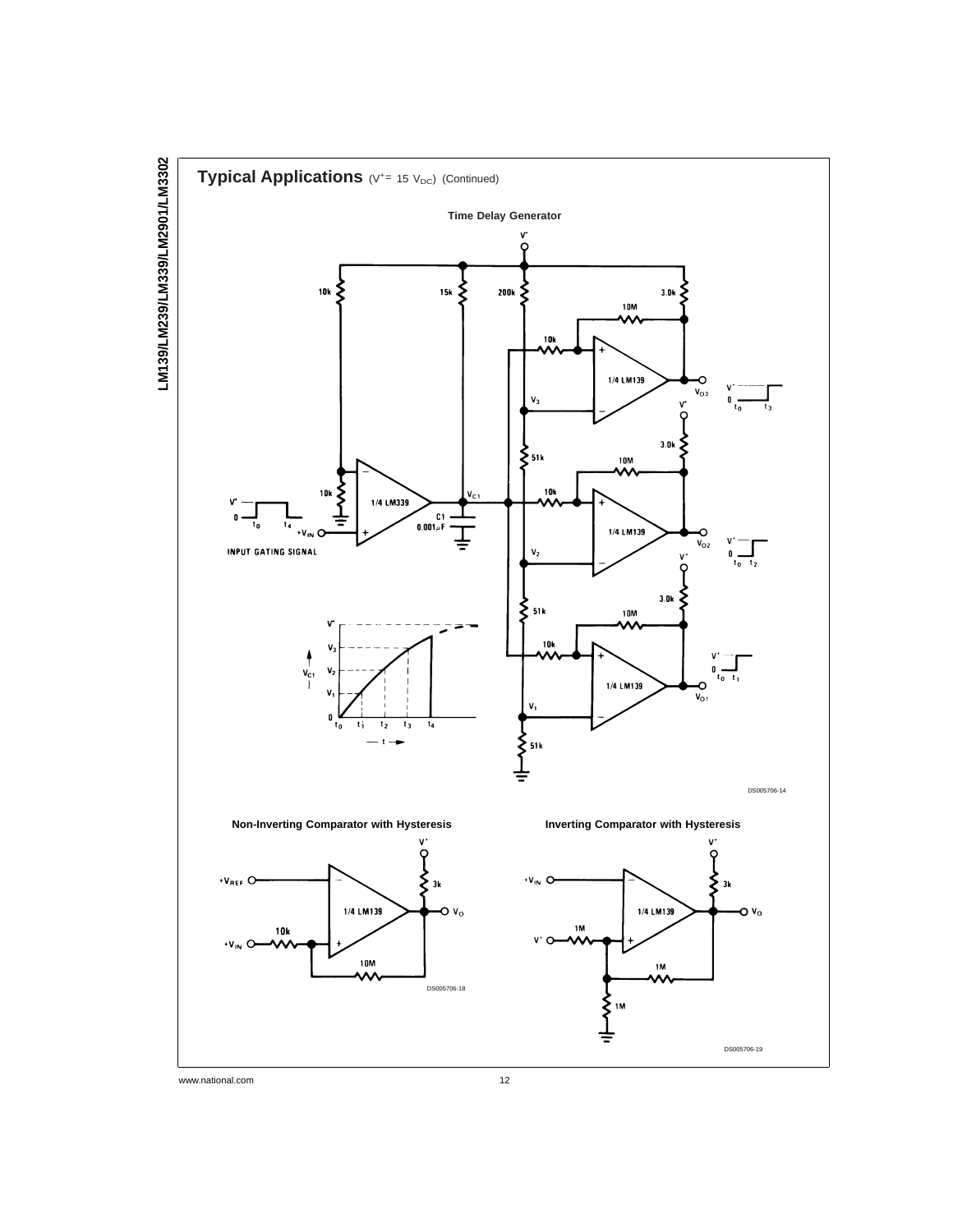## Typical Applications ($V^+$ = 15 $V_{DC}$) (Continued)

**Time Delay Generator**

$V^+$

10k
15k
200k
3.0k
10M
10k
1/4 LM139
$V_{O3}$
$V_3$
$V^+$
0
$t_0$ $t_3$
3.0k
51k
10M
10k
1/4 LM339
$V_{C1}$
10k
$V^+$
0
$t_0$ $t_4$
$+V_{IN}$
INPUT GATING SIGNAL
C1
0.001 μF
1/4 LM139
$V_{O2}$
$V_2$
$t_0$ $t_2$
3.0k
51k
10M
10k
1/4 LM139
$V_{O1}$
$V_1$
$t_0$ $t_1$
51k

$V^+$
$V_3$
$V_2$
$V_1$
0
$V_{C1}$
$t_0$ $t_1$ $t_2$ $t_3$ $t_4$
— t →

DS005706-14

**Non-Inverting Comparator with Hysteresis**

$V^+$
$+V_{REF}$
3k
1/4 LM139
$V_O$
10k
$+V_{IN}$
10M

DS005706-18

**Inverting Comparator with Hysteresis**

$V^+$
$+V_{IN}$
3k
1/4 LM139
$V_O$
1M
$V^+$
1M
1M

DS005706-19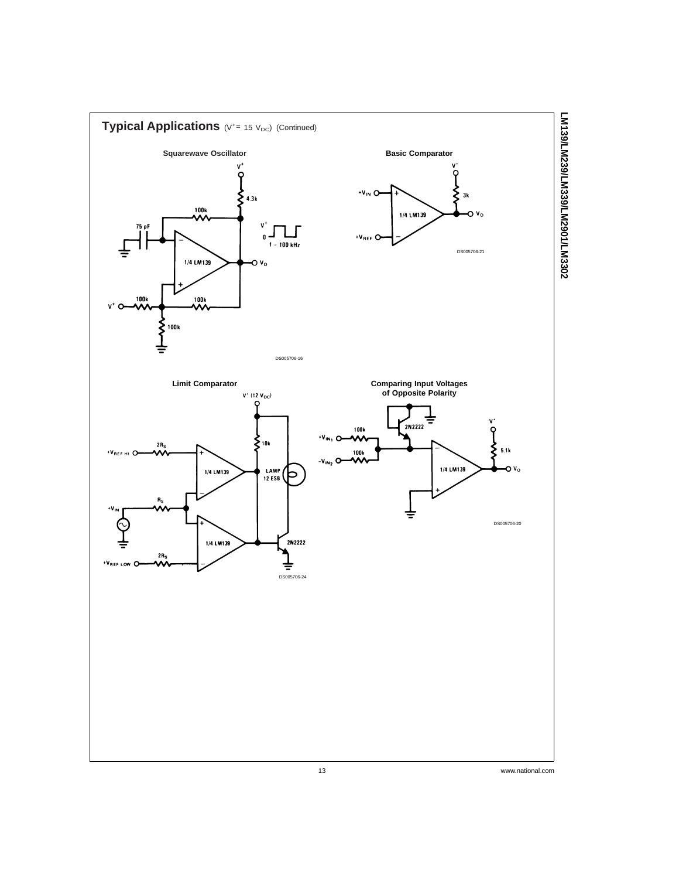## Typical Applications ($V^{+}$ = 15 $V_{DC}$) (Continued)

**Squarewave Oscillator**

$V^{+}$

4.3k

100k

75 pF

$V^{+}$

0

f ≈ 100 kHz

1/4 LM139

$V_O$

$V^{+}$

100k

100k

100k

DS005706-16

**Basic Comparator**

$V^{+}$

$+V_{IN}$

3k

1/4 LM139

$V_O$

$+V_{REF}$

DS005706-21

**Limit Comparator**

$V^{+}$ (12 $V_{DC}$)

10k

$+V_{REF\ HI}$

$2R_S$

1/4 LM139

LAMP 12 ESB

$R_S$

$+V_{IN}$

1/4 LM139

2N2222

$+V_{REF\ LOW}$

$2R_S$

DS005706-24

**Comparing Input Voltages of Opposite Polarity**

2N2222

$+V_{IN_1}$

100k

$-V_{IN_2}$

100k

$V^{+}$

5.1k

1/4 LM139

$V_O$

DS005706-20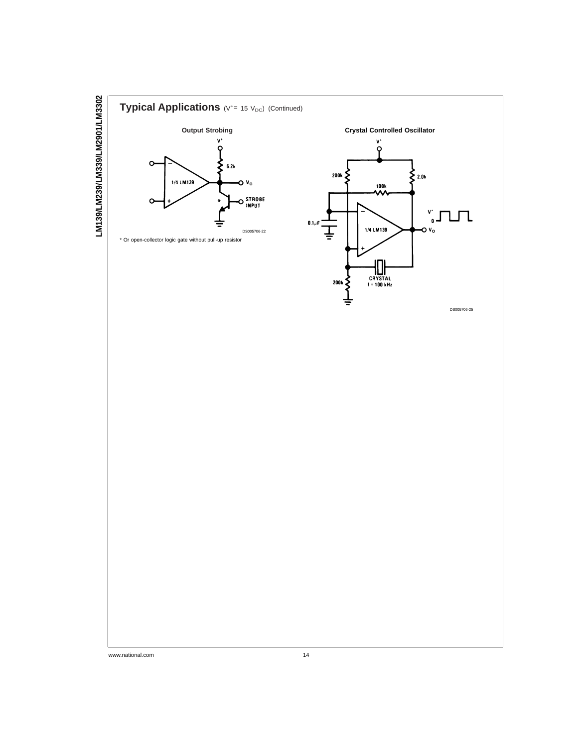## Typical Applications ($V^+$= 15 $V_{DC}$) (Continued)

**Output Strobing**

V+

6.2k

1/4 LM139

$V_O$

STROBE INPUT

*

DS005706-22

* Or open-collector logic gate without pull-up resistor

**Crystal Controlled Oscillator**

V+

200k

2.0k

100k

0.1µF

1/4 LM139

V+

0

$V_O$

CRYSTAL
f = 100 kHz

200k

DS005706-25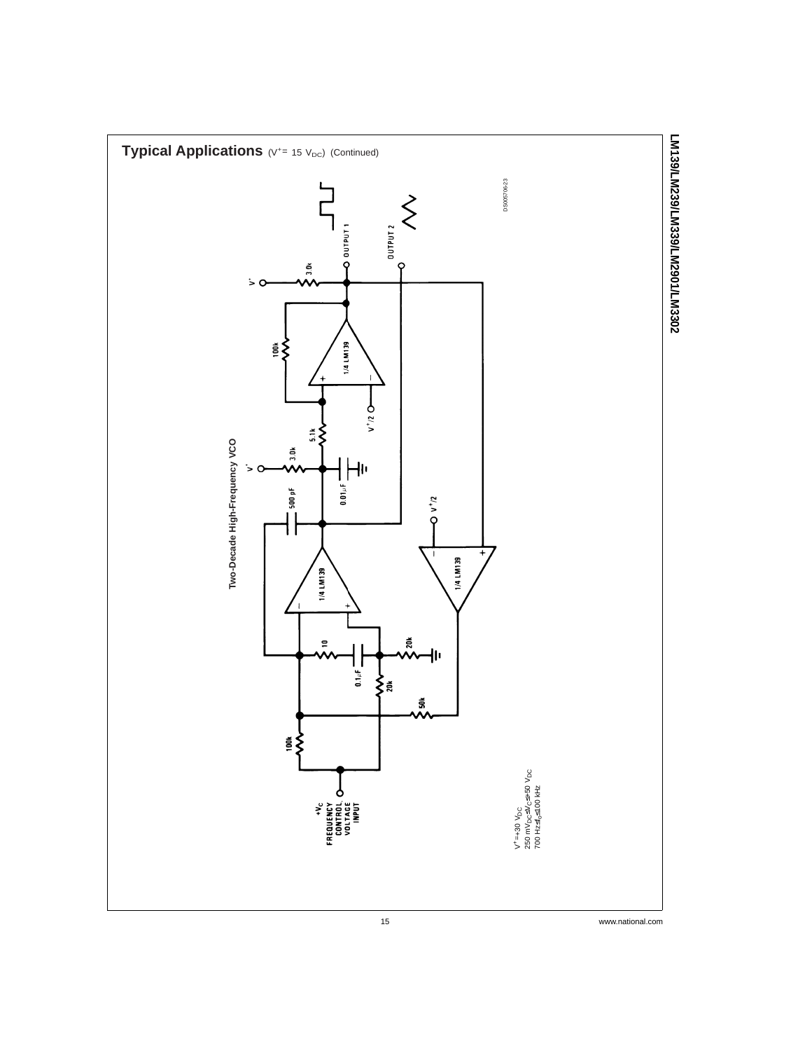## Typical Applications ($V^+$= 15 $V_{DC}$) (Continued)

### Two-Decade High-Frequency VCO

V+
3.0k
OUTPUT 1
OUTPUT 2
100k
1/4 LM139
$V^+/2$
5.1k
V+
3.0k
0.01 μF
500 pF
$V^+/2$
1/4 LM139
1/4 LM139
10
0.1 μF
20k
20k
50k
100k
$+V_C$
FREQUENCY
CONTROL
VOLTAGE
INPUT

$V^+$=+30 $V_{DC}$
250 $mV_{DC} \le V_C \le$ +50 $V_{DC}$
700 Hz $\le f_o \le$ 100 kHz

DS005706-23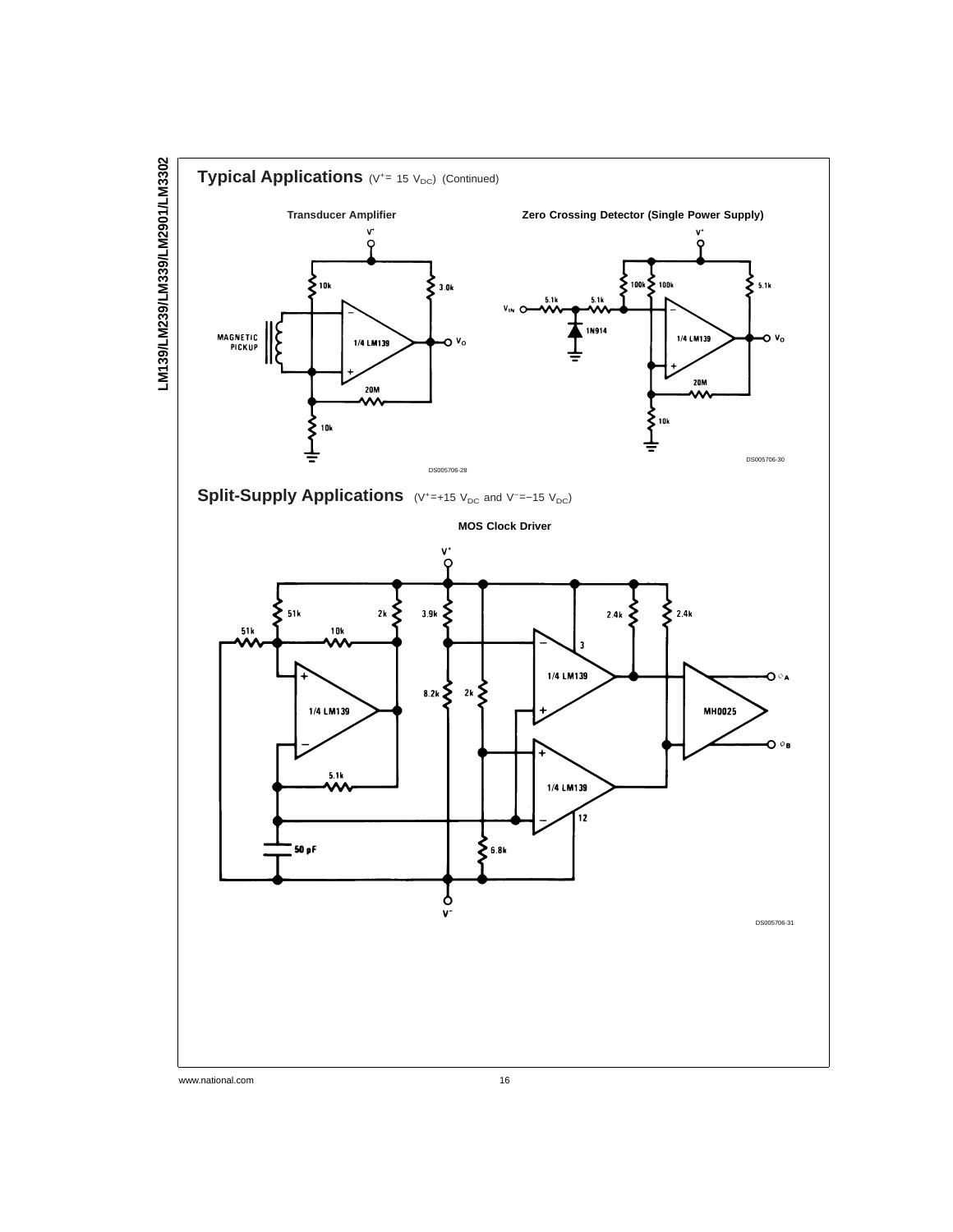## Typical Applications ($V^+ = 15\ V_{DC}$) (Continued)

**Transducer Amplifier**

V+
10k
3.0k
MAGNETIC PICKUP
1/4 LM139
$V_O$
20M
10k

DS005706-28

**Zero Crossing Detector (Single Power Supply)**

V+
100k
100k
5.1k
$V_{IN}$
5.1k
5.1k
1N914
1/4 LM139
$V_O$
20M
10k

DS005706-30

## Split-Supply Applications ($V^+ = +15\ V_{DC}$ and $V^- = -15\ V_{DC}$)

**MOS Clock Driver**

V+
51k
2k
3.9k
2.4k
2.4k
51k
10k
3
1/4 LM139
$\phi_A$
8.2k
2k
1/4 LM139
MH0025
$\phi_B$
5.1k
1/4 LM139
12
50 pF
6.8k
V−

DS005706-31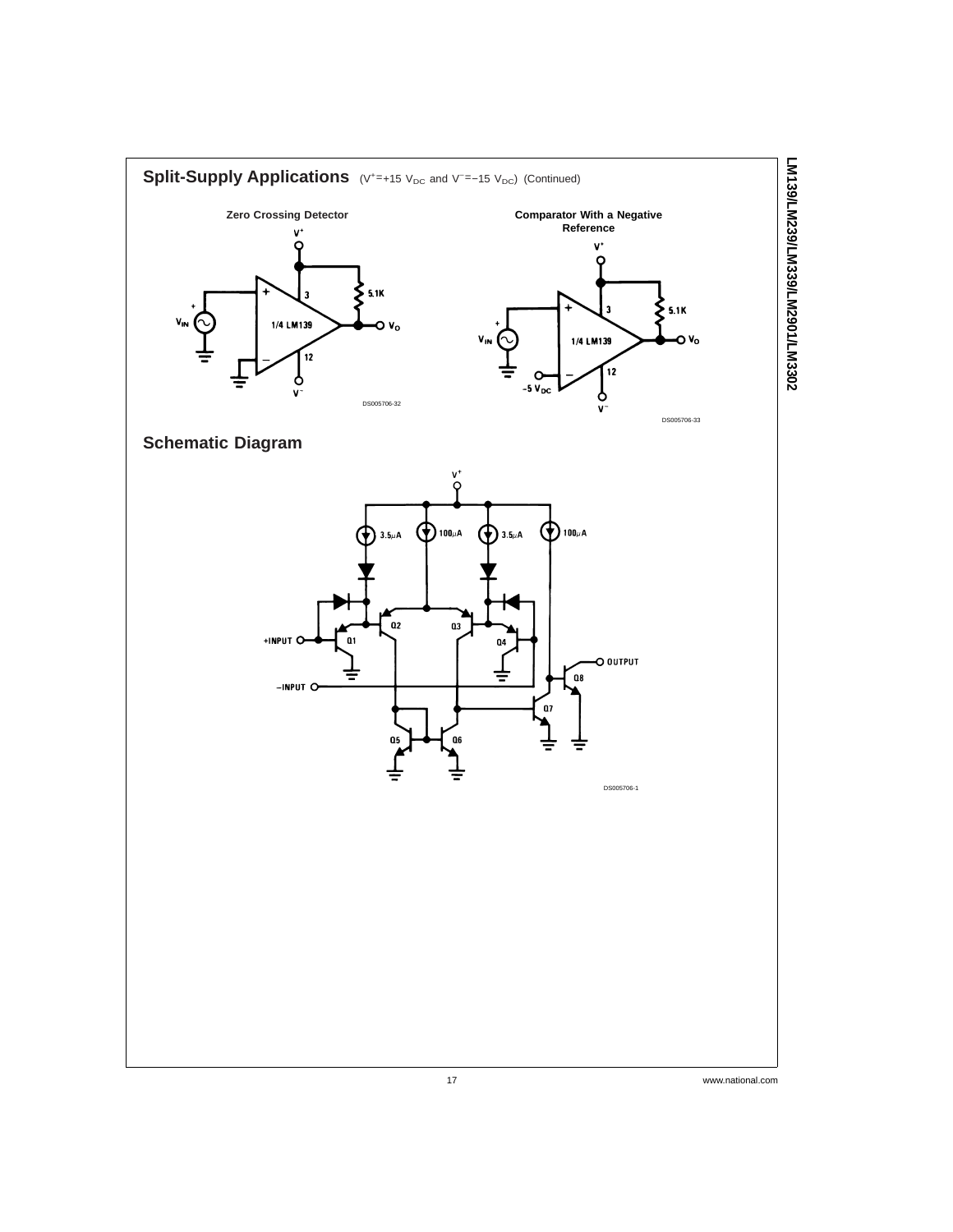## Split-Supply Applications (V+=+15 $V_{DC}$ and V−=−15 $V_{DC}$) (Continued)

**Zero Crossing Detector**

V+

5.1K

3

$V_{IN}$

1/4 LM139

$V_O$

12

V−

DS005706-32

**Comparator With a Negative Reference**

V+

5.1K

3

$V_{IN}$

1/4 LM139

$V_O$

12

−5 $V_{DC}$

V−

DS005706-33

## Schematic Diagram

V+

3.5μA

100μA

3.5μA

100μA

Q2

Q3

+INPUT

Q1

Q4

OUTPUT

Q8

−INPUT

Q7

Q5

Q6

DS005706-1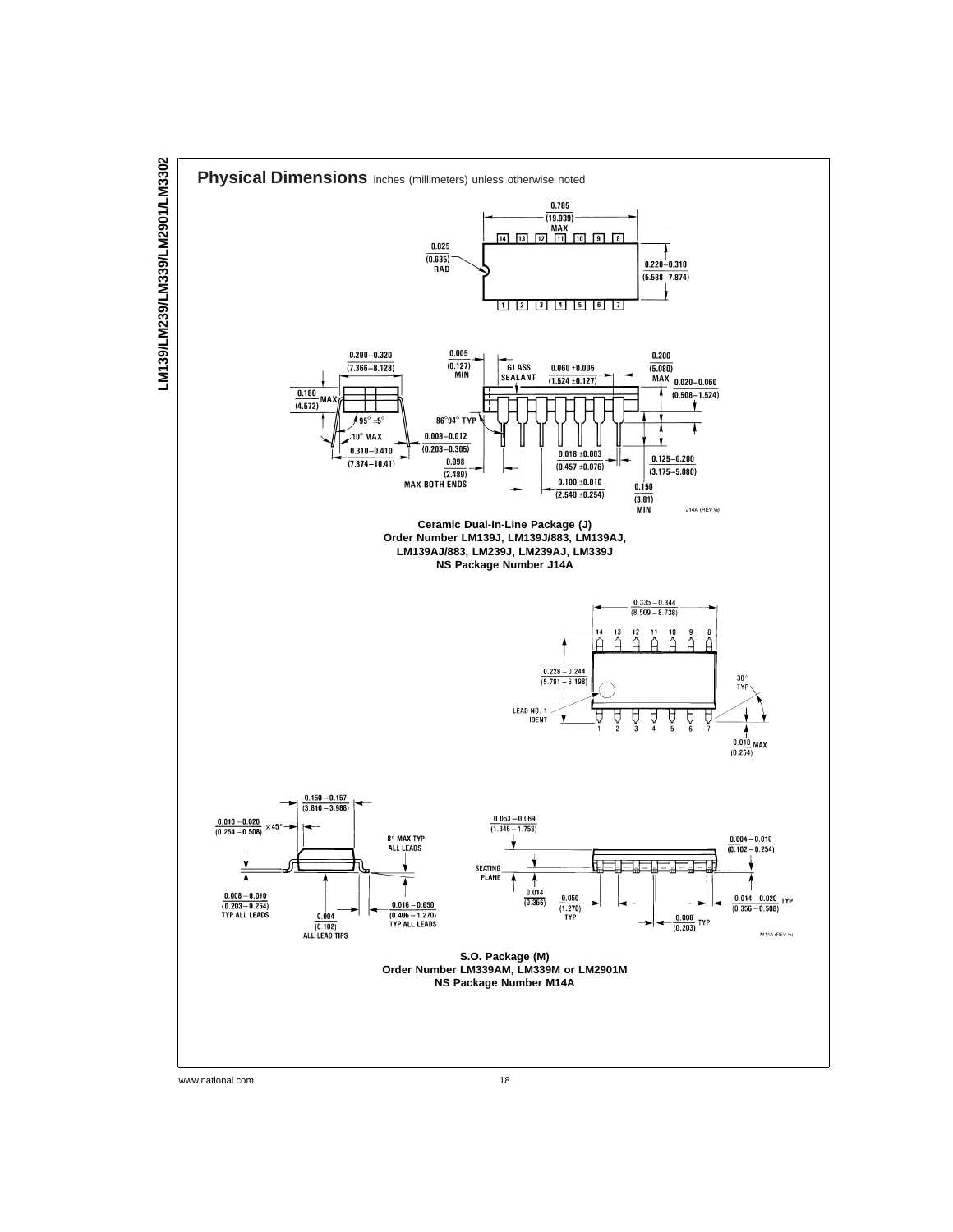## Physical Dimensions inches (millimeters) unless otherwise noted

0.785
(19.939)
MAX

14 13 12 11 10 9 8

0.025
(0.635)
RAD

0.220–0.310
(5.588–7.874)

1 2 3 4 5 6 7

0.290–0.320
(7.366–8.128)

0.180
(4.572)
MAX

95° ±5°

10° MAX

0.310–0.410
(7.874–10.41)

0.005
(0.127)
MIN

GLASS SEALANT

0.060 ±0.005
(1.524 ±0.127)

0.200
(5.080)
MAX

0.020–0.060
(0.508–1.524)

86°94° TYP

0.008–0.012
(0.203–0.305)

0.098
(2.489)
MAX BOTH ENDS

0.018 ±0.003
(0.457 ±0.076)

0.100 ±0.010
(2.540 ±0.254)

0.125–0.200
(3.175–5.080)

0.150
(3.81)
MIN

J14A (REV G)

**Ceramic Dual-In-Line Package (J)**
**Order Number LM139J, LM139J/883, LM139AJ, LM139AJ/883, LM239J, LM239AJ, LM339J**
**NS Package Number J14A**

0.335 – 0.344
(8.509 – 8.738)

14 13 12 11 10 9 8

0.228 – 0.244
(5.791 – 6.198)

30° TYP

LEAD NO. 1 IDENT

1 2 3 4 5 6 7

0.010 MAX
(0.254)

0.150 – 0.157
(3.810 – 3.988)

0.010 – 0.020
(0.254 – 0.508)
× 45°

8° MAX TYP ALL LEADS

0.008 – 0.010
(0.203 – 0.254)
TYP ALL LEADS

0.004
(0.102)
ALL LEAD TIPS

0.016 – 0.050
(0.406 – 1.270)
TYP ALL LEADS

0.053 – 0.069
(1.346 – 1.753)

SEATING PLANE

0.014
(0.356)

0.050
(1.270)
TYP

0.004 – 0.010
(0.102 – 0.254)

0.014 – 0.020 TYP
(0.356 – 0.508)

0.008 TYP
(0.203)

M14A (REV H)

**S.O. Package (M)**
**Order Number LM339AM, LM339M or LM2901M**
**NS Package Number M14A**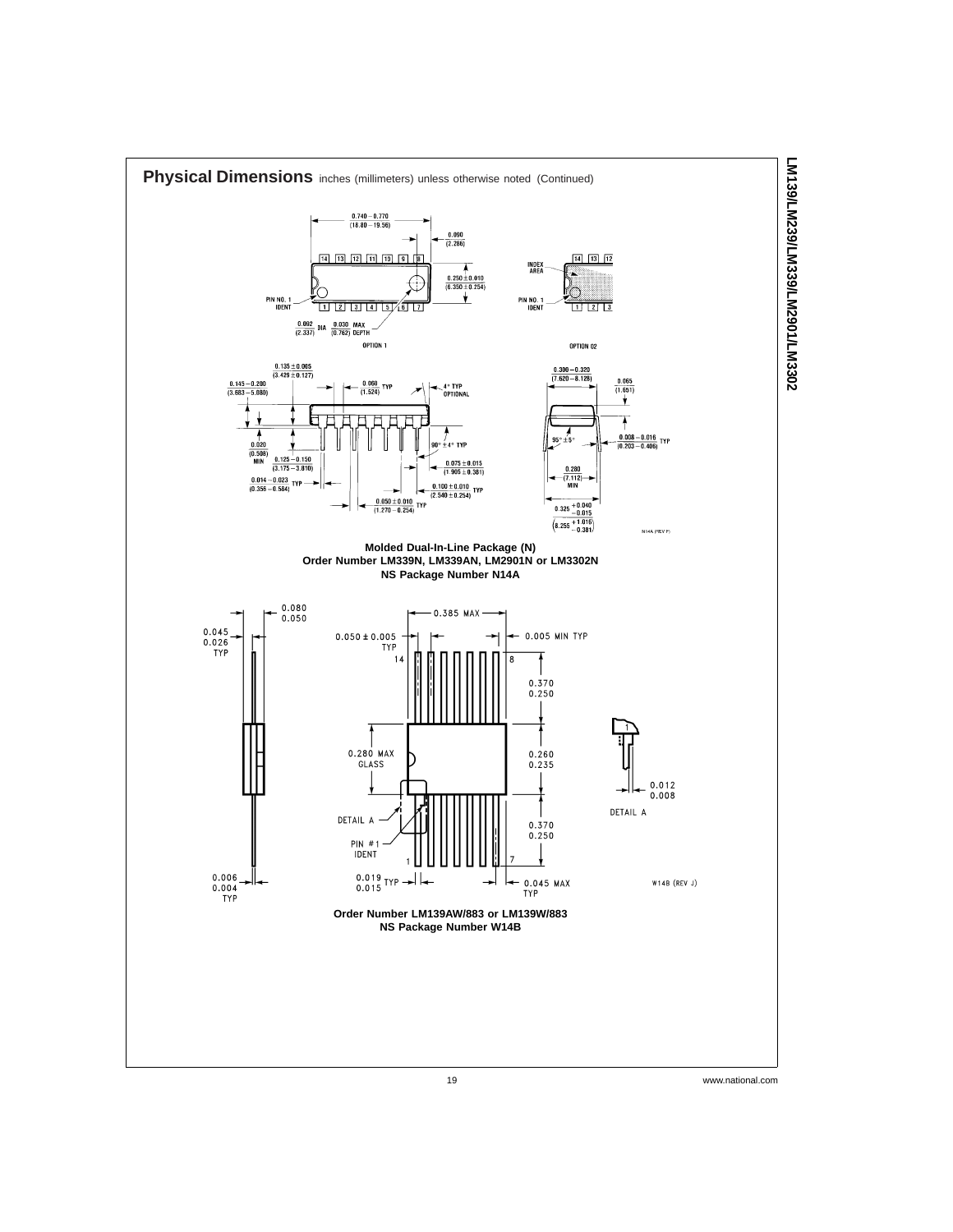## Physical Dimensions inches (millimeters) unless otherwise noted (Continued)

**Molded Dual-In-Line Package (N)**
**Order Number LM339N, LM339AN, LM2901N or LM3302N**
**NS Package Number N14A**

**Order Number LM139AW/883 or LM139W/883**
**NS Package Number W14B**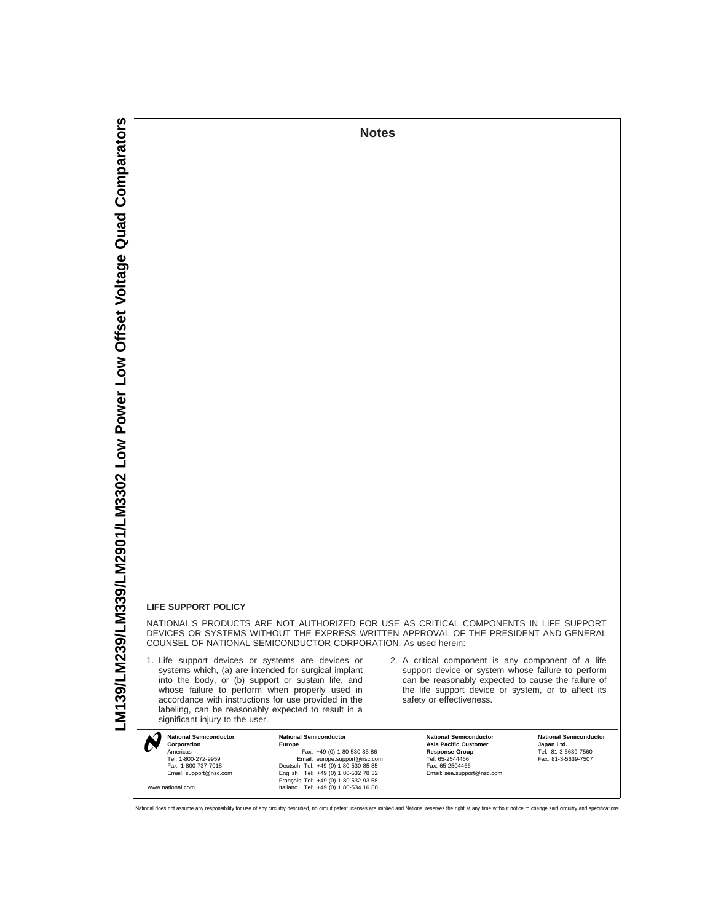## Notes

### LIFE SUPPORT POLICY

NATIONAL'S PRODUCTS ARE NOT AUTHORIZED FOR USE AS CRITICAL COMPONENTS IN LIFE SUPPORT DEVICES OR SYSTEMS WITHOUT THE EXPRESS WRITTEN APPROVAL OF THE PRESIDENT AND GENERAL COUNSEL OF NATIONAL SEMICONDUCTOR CORPORATION. As used herein:

1. Life support devices or systems are devices or systems which, (a) are intended for surgical implant into the body, or (b) support or sustain life, and whose failure to perform when properly used in accordance with instructions for use provided in the labeling, can be reasonably expected to result in a significant injury to the user.

2. A critical component is any component of a life support device or system whose failure to perform can be reasonably expected to cause the failure of the life support device or system, or to affect its safety or effectiveness.

**National Semiconductor Corporation**
Americas
Tel: 1-800-272-9959
Fax: 1-800-737-7018
Email: support@nsc.com

www.national.com

**National Semiconductor Europe**
Fax: +49 (0) 1 80-530 85 86
Email: europe.support@nsc.com
Deutsch Tel: +49 (0) 1 80-530 85 85
English Tel: +49 (0) 1 80-532 78 32
Français Tel: +49 (0) 1 80-532 93 58
Italiano Tel: +49 (0) 1 80-534 16 80

**National Semiconductor Asia Pacific Customer Response Group**
Tel: 65-2544466
Fax: 65-2504466
Email: sea.support@nsc.com

**National Semiconductor Japan Ltd.**
Tel: 81-3-5639-7560
Fax: 81-3-5639-7507

National does not assume any responsibility for use of any circuitry described, no circuit patent licenses are implied and National reserves the right at any time without notice to change said circuitry and specifications.